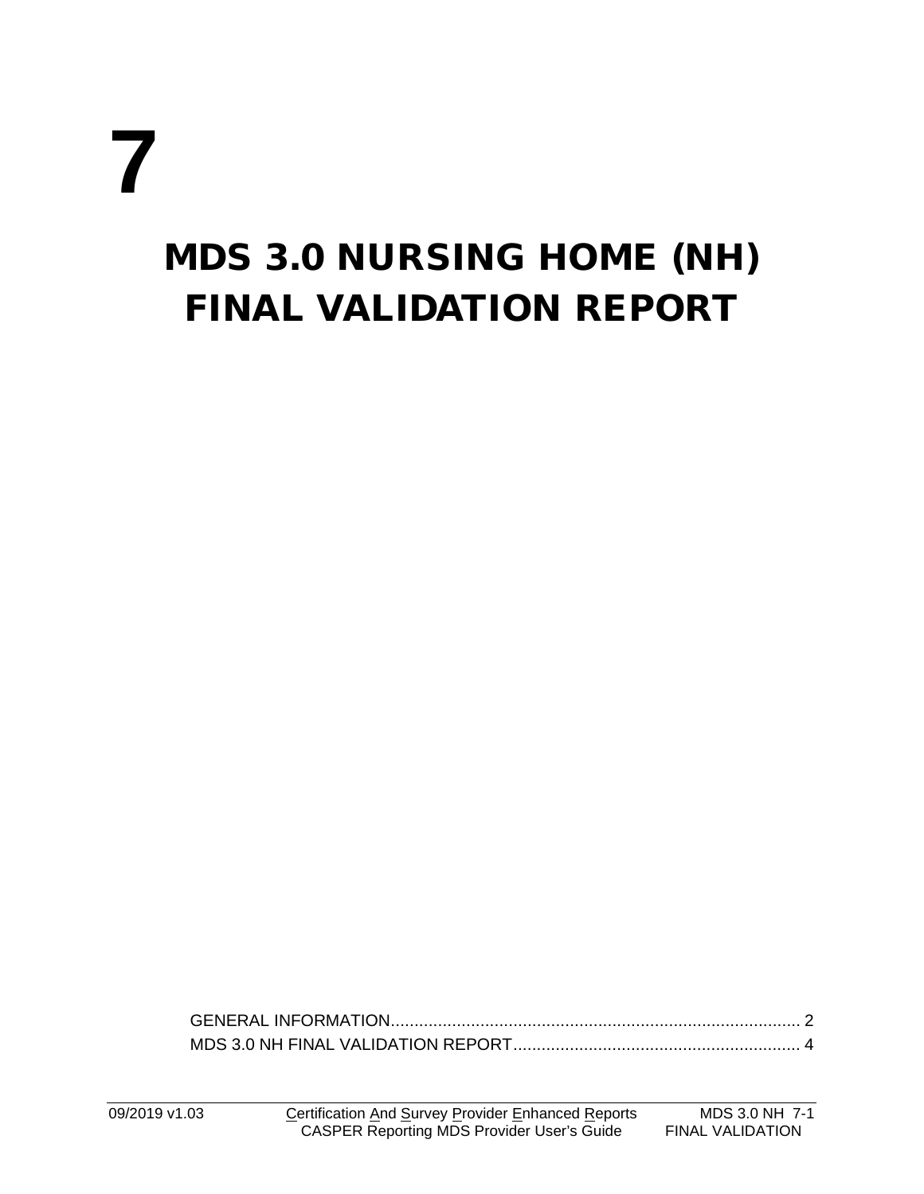# 7

# MDS 3.0 NURSING HOME (NH) FINAL VALIDATION REPORT

GENERAL INFORMATION ........................................................................................ 2
MDS 3.0 NH FINAL VALIDATION REPORT ............................................................ 4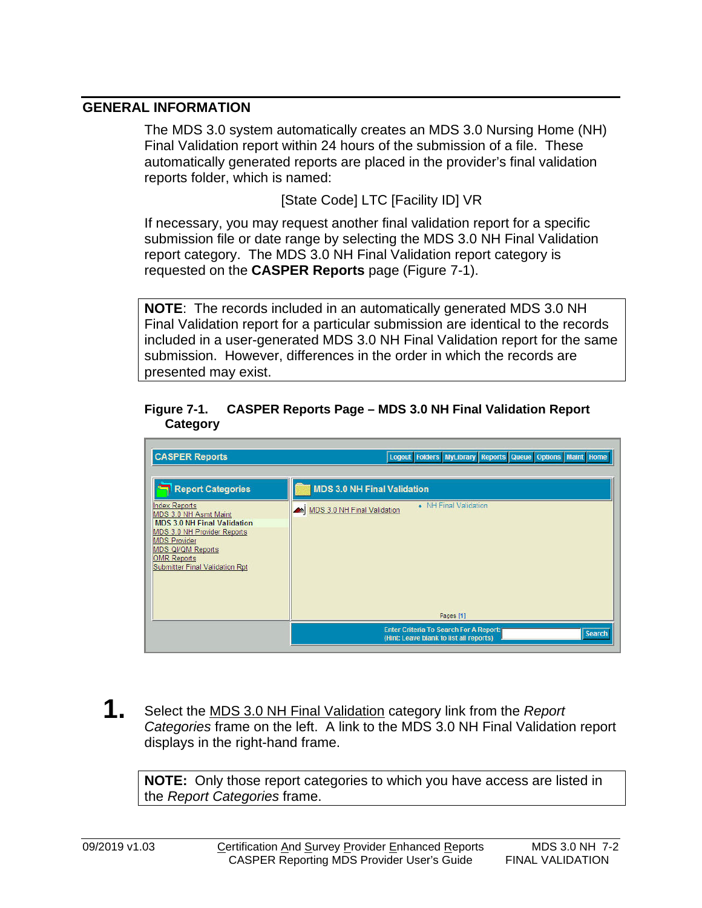## GENERAL INFORMATION

The MDS 3.0 system automatically creates an MDS 3.0 Nursing Home (NH) Final Validation report within 24 hours of the submission of a file. These automatically generated reports are placed in the provider's final validation reports folder, which is named:

[State Code] LTC [Facility ID] VR

If necessary, you may request another final validation report for a specific submission file or date range by selecting the MDS 3.0 NH Final Validation report category. The MDS 3.0 NH Final Validation report category is requested on the **CASPER Reports** page (Figure 7-1).

> **NOTE**: The records included in an automatically generated MDS 3.0 NH Final Validation report for a particular submission are identical to the records included in a user-generated MDS 3.0 NH Final Validation report for the same submission. However, differences in the order in which the records are presented may exist.

**Figure 7-1. CASPER Reports Page – MDS 3.0 NH Final Validation Report Category**

**1.** Select the MDS 3.0 NH Final Validation category link from the *Report Categories* frame on the left. A link to the MDS 3.0 NH Final Validation report displays in the right-hand frame.

> **NOTE:** Only those report categories to which you have access are listed in the *Report Categories* frame.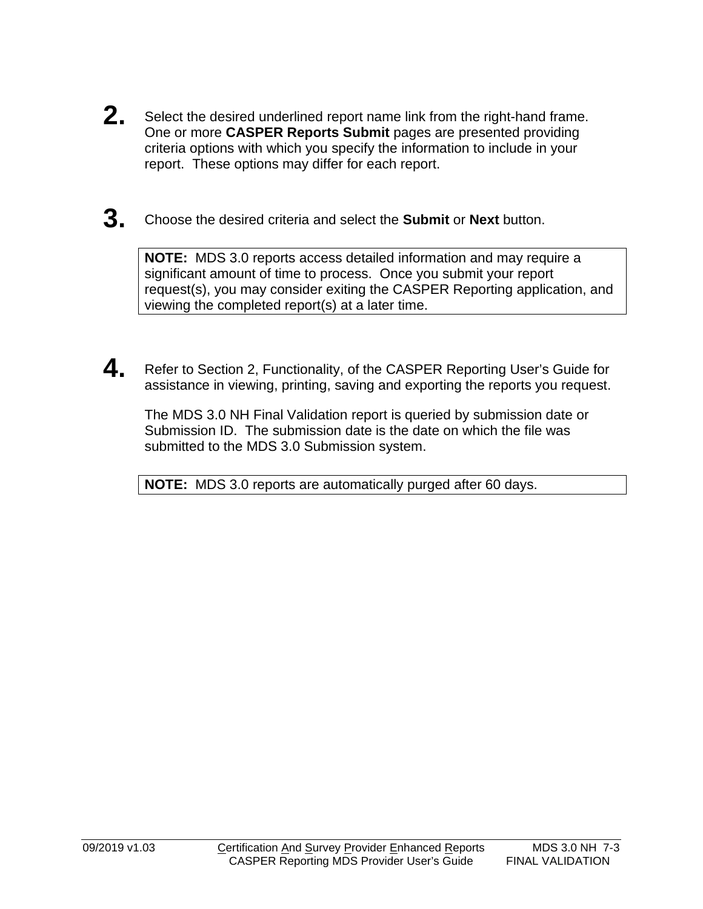2. Select the desired underlined report name link from the right-hand frame. One or more **CASPER Reports Submit** pages are presented providing criteria options with which you specify the information to include in your report. These options may differ for each report.

3. Choose the desired criteria and select the **Submit** or **Next** button.

> **NOTE:** MDS 3.0 reports access detailed information and may require a significant amount of time to process. Once you submit your report request(s), you may consider exiting the CASPER Reporting application, and viewing the completed report(s) at a later time.

4. Refer to Section 2, Functionality, of the CASPER Reporting User's Guide for assistance in viewing, printing, saving and exporting the reports you request.

   The MDS 3.0 NH Final Validation report is queried by submission date or Submission ID. The submission date is the date on which the file was submitted to the MDS 3.0 Submission system.

> **NOTE:** MDS 3.0 reports are automatically purged after 60 days.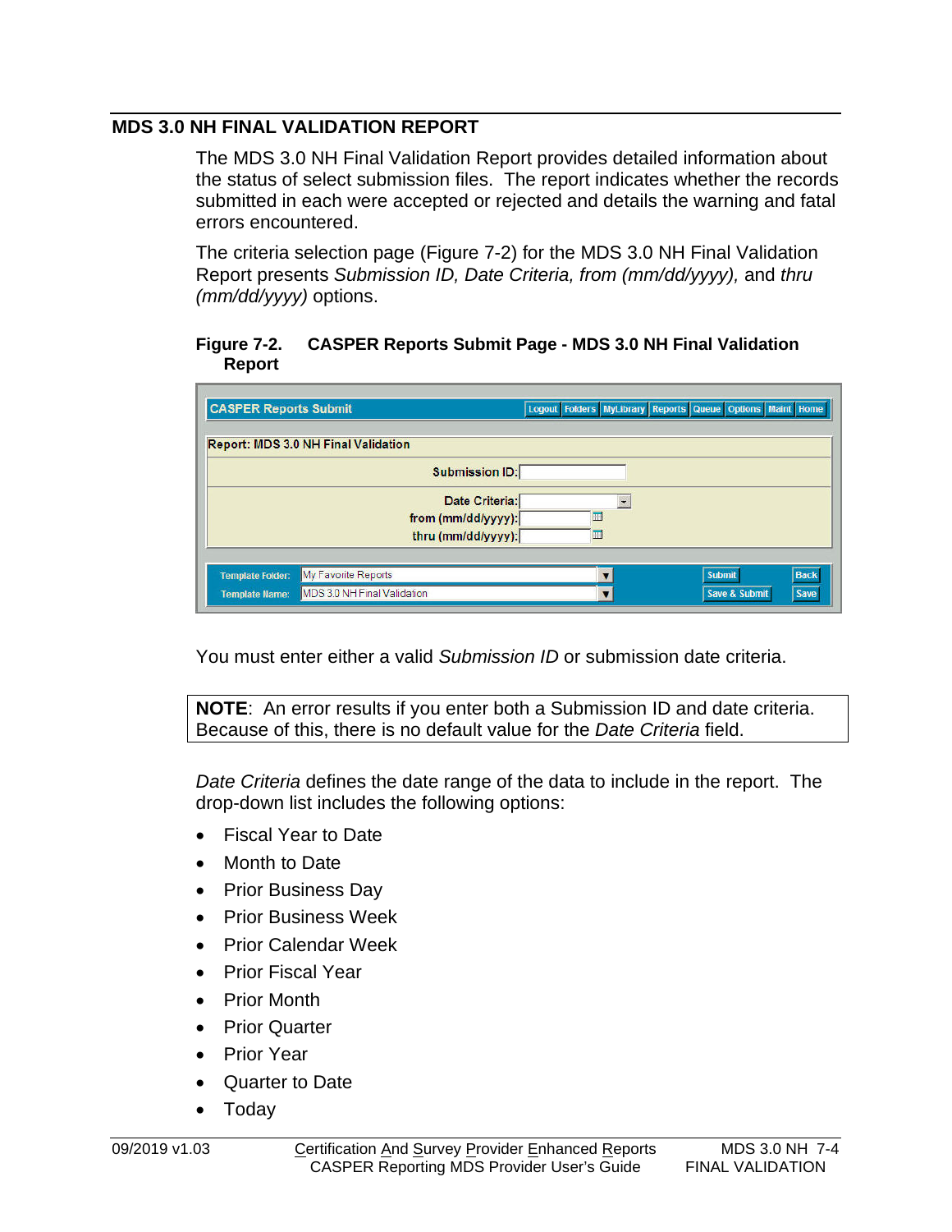## MDS 3.0 NH FINAL VALIDATION REPORT

The MDS 3.0 NH Final Validation Report provides detailed information about the status of select submission files. The report indicates whether the records submitted in each were accepted or rejected and details the warning and fatal errors encountered.

The criteria selection page (Figure 7-2) for the MDS 3.0 NH Final Validation Report presents *Submission ID, Date Criteria, from (mm/dd/yyyy),* and *thru (mm/dd/yyyy)* options.

**Figure 7-2. CASPER Reports Submit Page - MDS 3.0 NH Final Validation Report**

You must enter either a valid *Submission ID* or submission date criteria.

> **NOTE**: An error results if you enter both a Submission ID and date criteria. Because of this, there is no default value for the *Date Criteria* field.

*Date Criteria* defines the date range of the data to include in the report. The drop-down list includes the following options:

- Fiscal Year to Date
- Month to Date
- Prior Business Day
- Prior Business Week
- Prior Calendar Week
- Prior Fiscal Year
- Prior Month
- Prior Quarter
- Prior Year
- Quarter to Date
- Today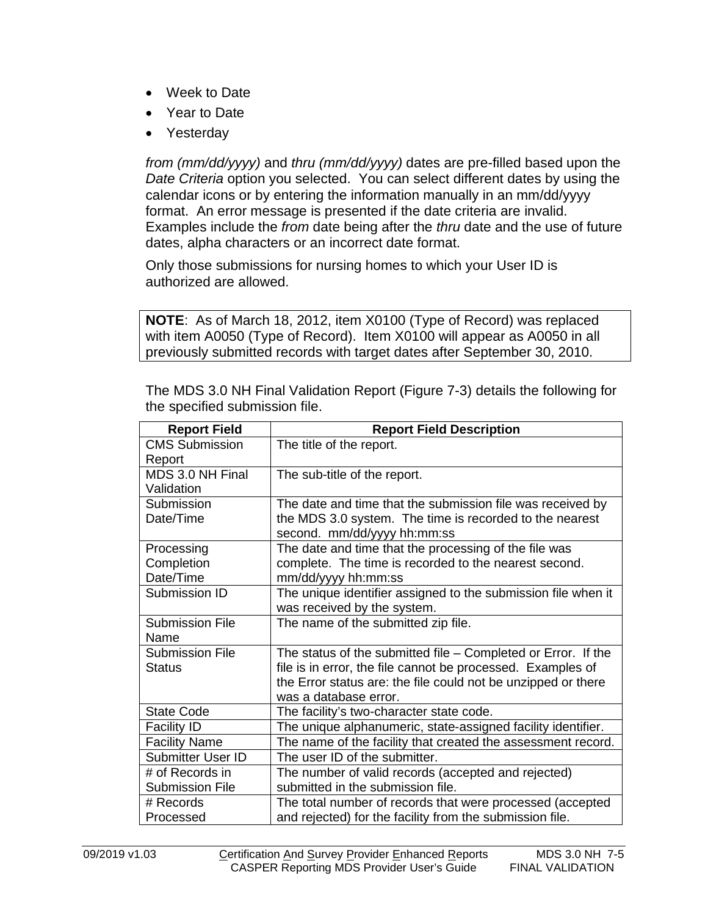- Week to Date
- Year to Date
- Yesterday

*from (mm/dd/yyyy)* and *thru (mm/dd/yyyy)* dates are pre-filled based upon the *Date Criteria* option you selected. You can select different dates by using the calendar icons or by entering the information manually in an mm/dd/yyyy format. An error message is presented if the date criteria are invalid. Examples include the *from* date being after the *thru* date and the use of future dates, alpha characters or an incorrect date format.

Only those submissions for nursing homes to which your User ID is authorized are allowed.

**NOTE**: As of March 18, 2012, item X0100 (Type of Record) was replaced with item A0050 (Type of Record). Item X0100 will appear as A0050 in all previously submitted records with target dates after September 30, 2010.

The MDS 3.0 NH Final Validation Report (Figure 7-3) details the following for the specified submission file.

| Report Field | Report Field Description |
|---|---|
| CMS Submission Report | The title of the report. |
| MDS 3.0 NH Final Validation | The sub-title of the report. |
| Submission Date/Time | The date and time that the submission file was received by the MDS 3.0 system. The time is recorded to the nearest second. mm/dd/yyyy hh:mm:ss |
| Processing Completion Date/Time | The date and time that the processing of the file was complete. The time is recorded to the nearest second. mm/dd/yyyy hh:mm:ss |
| Submission ID | The unique identifier assigned to the submission file when it was received by the system. |
| Submission File Name | The name of the submitted zip file. |
| Submission File Status | The status of the submitted file – Completed or Error. If the file is in error, the file cannot be processed. Examples of the Error status are: the file could not be unzipped or there was a database error. |
| State Code | The facility's two-character state code. |
| Facility ID | The unique alphanumeric, state-assigned facility identifier. |
| Facility Name | The name of the facility that created the assessment record. |
| Submitter User ID | The user ID of the submitter. |
| # of Records in Submission File | The number of valid records (accepted and rejected) submitted in the submission file. |
| # Records Processed | The total number of records that were processed (accepted and rejected) for the facility from the submission file. |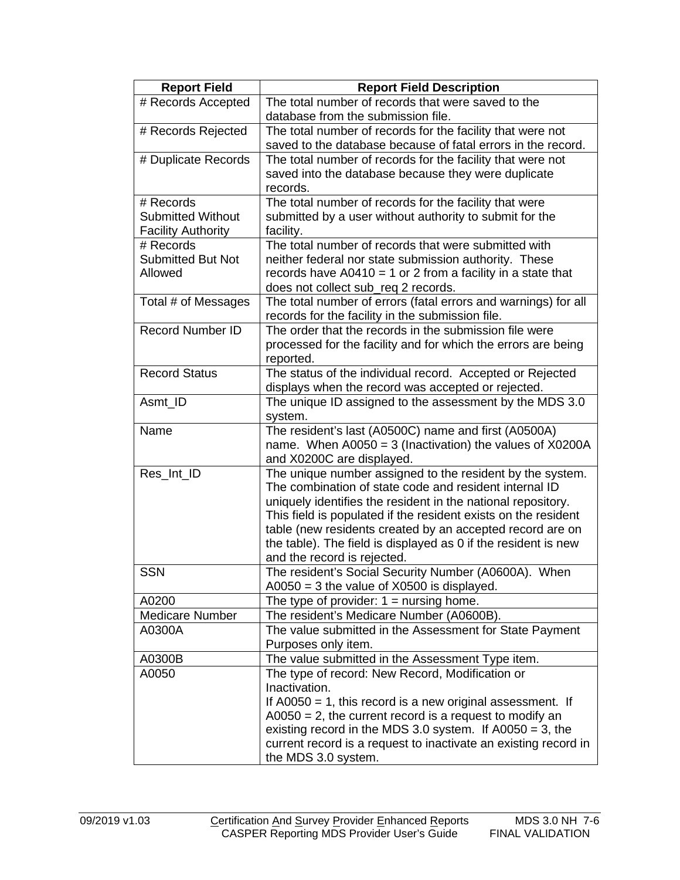| Report Field | Report Field Description |
|---|---|
| # Records Accepted | The total number of records that were saved to the database from the submission file. |
| # Records Rejected | The total number of records for the facility that were not saved to the database because of fatal errors in the record. |
| # Duplicate Records | The total number of records for the facility that were not saved into the database because they were duplicate records. |
| # Records Submitted Without Facility Authority | The total number of records for the facility that were submitted by a user without authority to submit for the facility. |
| # Records Submitted But Not Allowed | The total number of records that were submitted with neither federal nor state submission authority. These records have A0410 = 1 or 2 from a facility in a state that does not collect sub_req 2 records. |
| Total # of Messages | The total number of errors (fatal errors and warnings) for all records for the facility in the submission file. |
| Record Number ID | The order that the records in the submission file were processed for the facility and for which the errors are being reported. |
| Record Status | The status of the individual record. Accepted or Rejected displays when the record was accepted or rejected. |
| Asmt_ID | The unique ID assigned to the assessment by the MDS 3.0 system. |
| Name | The resident's last (A0500C) name and first (A0500A) name. When A0050 = 3 (Inactivation) the values of X0200A and X0200C are displayed. |
| Res_Int_ID | The unique number assigned to the resident by the system. The combination of state code and resident internal ID uniquely identifies the resident in the national repository. This field is populated if the resident exists on the resident table (new residents created by an accepted record are on the table). The field is displayed as 0 if the resident is new and the record is rejected. |
| SSN | The resident's Social Security Number (A0600A). When A0050 = 3 the value of X0500 is displayed. |
| A0200 | The type of provider: 1 = nursing home. |
| Medicare Number | The resident's Medicare Number (A0600B). |
| A0300A | The value submitted in the Assessment for State Payment Purposes only item. |
| A0300B | The value submitted in the Assessment Type item. |
| A0050 | The type of record: New Record, Modification or Inactivation. If A0050 = 1, this record is a new original assessment. If A0050 = 2, the current record is a request to modify an existing record in the MDS 3.0 system. If A0050 = 3, the current record is a request to inactivate an existing record in the MDS 3.0 system. |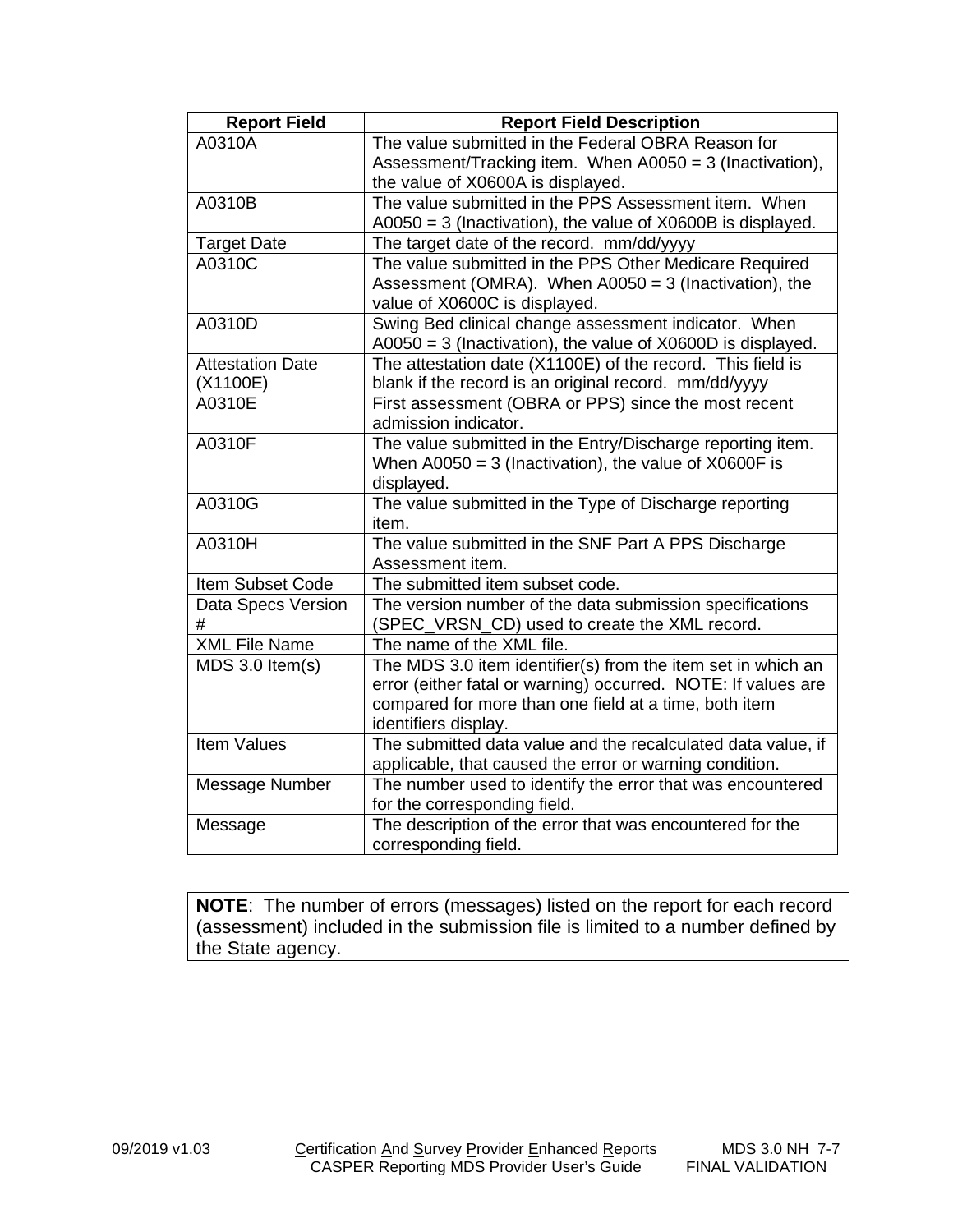| Report Field | Report Field Description |
|---|---|
| A0310A | The value submitted in the Federal OBRA Reason for Assessment/Tracking item. When A0050 = 3 (Inactivation), the value of X0600A is displayed. |
| A0310B | The value submitted in the PPS Assessment item. When A0050 = 3 (Inactivation), the value of X0600B is displayed. |
| Target Date | The target date of the record. mm/dd/yyyy |
| A0310C | The value submitted in the PPS Other Medicare Required Assessment (OMRA). When A0050 = 3 (Inactivation), the value of X0600C is displayed. |
| A0310D | Swing Bed clinical change assessment indicator. When A0050 = 3 (Inactivation), the value of X0600D is displayed. |
| Attestation Date (X1100E) | The attestation date (X1100E) of the record. This field is blank if the record is an original record. mm/dd/yyyy |
| A0310E | First assessment (OBRA or PPS) since the most recent admission indicator. |
| A0310F | The value submitted in the Entry/Discharge reporting item. When A0050 = 3 (Inactivation), the value of X0600F is displayed. |
| A0310G | The value submitted in the Type of Discharge reporting item. |
| A0310H | The value submitted in the SNF Part A PPS Discharge Assessment item. |
| Item Subset Code | The submitted item subset code. |
| Data Specs Version # | The version number of the data submission specifications (SPEC_VRSN_CD) used to create the XML record. |
| XML File Name | The name of the XML file. |
| MDS 3.0 Item(s) | The MDS 3.0 item identifier(s) from the item set in which an error (either fatal or warning) occurred. NOTE: If values are compared for more than one field at a time, both item identifiers display. |
| Item Values | The submitted data value and the recalculated data value, if applicable, that caused the error or warning condition. |
| Message Number | The number used to identify the error that was encountered for the corresponding field. |
| Message | The description of the error that was encountered for the corresponding field. |

**NOTE**: The number of errors (messages) listed on the report for each record (assessment) included in the submission file is limited to a number defined by the State agency.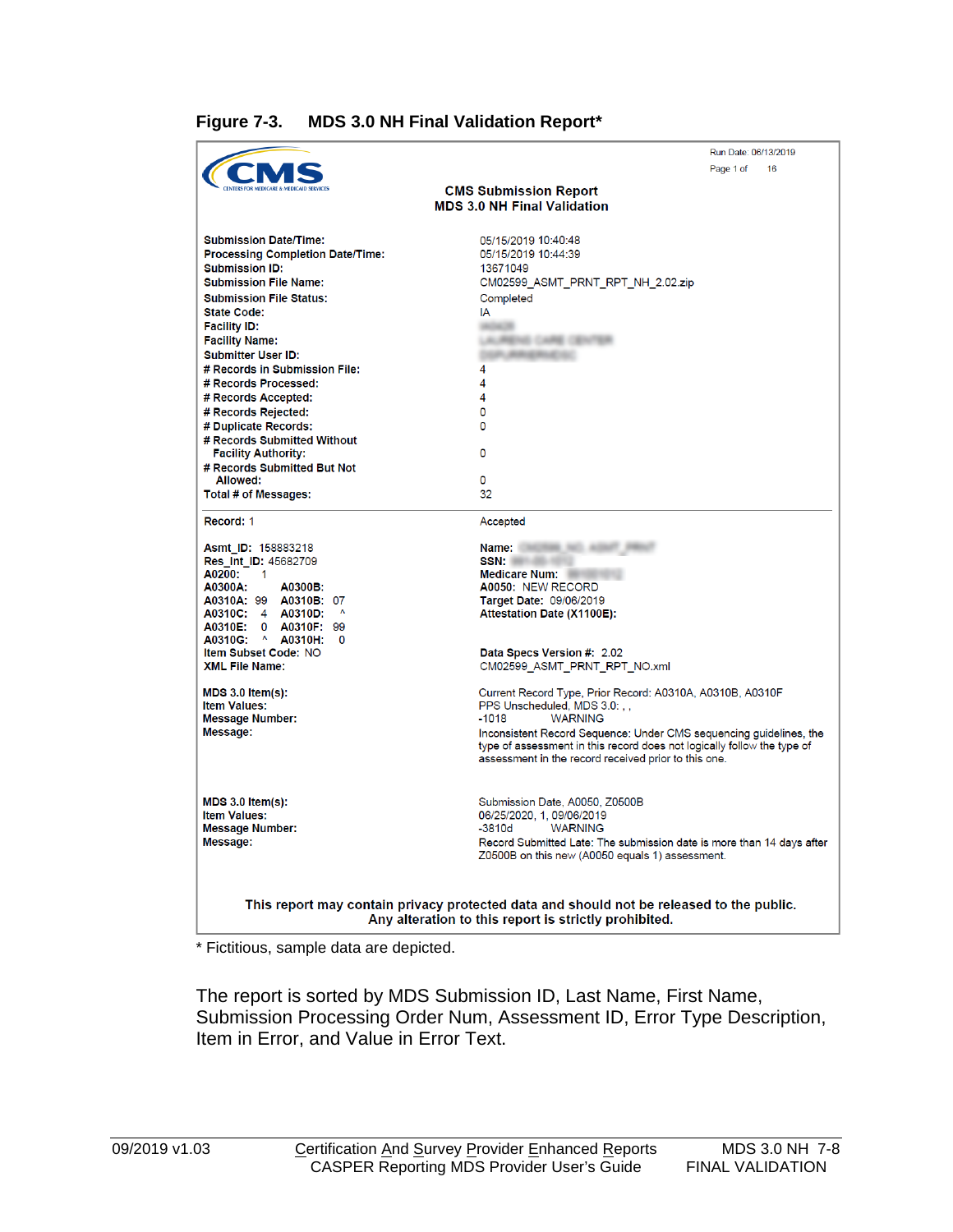**Figure 7-3. MDS 3.0 NH Final Validation Report***

Run Date: 06/13/2019
Page 1 of 16

**CMS Submission Report**
**MDS 3.0 NH Final Validation**

| | |
|---|---|
| **Submission Date/Time:** | 05/15/2019 10:40:48 |
| **Processing Completion Date/Time:** | 05/15/2019 10:44:39 |
| **Submission ID:** | 13671049 |
| **Submission File Name:** | CM02599_ASMT_PRNT_RPT_NH_2.02.zip |
| **Submission File Status:** | Completed |
| **State Code:** | IA |
| **Facility ID:** | |
| **Facility Name:** | |
| **Submitter User ID:** | |
| **# Records in Submission File:** | 4 |
| **# Records Processed:** | 4 |
| **# Records Accepted:** | 4 |
| **# Records Rejected:** | 0 |
| **# Duplicate Records:** | 0 |
| **# Records Submitted Without Facility Authority:** | 0 |
| **# Records Submitted But Not Allowed:** | 0 |
| **Total # of Messages:** | 32 |

**Record:** 1 — Accepted

| | | | |
|---|---|---|---|
| **Asmt_ID:** 158883218 | | **Name:** | |
| **Res_Int_ID:** 45682709 | | **SSN:** | |
| **A0200:** 1 | | **Medicare Num:** | |
| **A0300A:** | **A0300B:** | **A0050:** NEW RECORD | |
| **A0310A:** 99 | **A0310B:** 07 | **Target Date:** 09/06/2019 | |
| **A0310C:** 4 | **A0310D:** ^ | **Attestation Date (X1100E):** | |
| **A0310E:** 0 | **A0310F:** 99 | | |
| **A0310G:** ^ | **A0310H:** 0 | | |
| **Item Subset Code:** NO | | **Data Specs Version #:** 2.02 | |
| **XML File Name:** | | CM02599_ASMT_PRNT_RPT_NO.xml | |

| | |
|---|---|
| **MDS 3.0 Item(s):** | Current Record Type, Prior Record: A0310A, A0310B, A0310F |
| **Item Values:** | PPS Unscheduled, MDS 3.0: , , |
| **Message Number:** | -1018 WARNING |
| **Message:** | Inconsistent Record Sequence: Under CMS sequencing guidelines, the type of assessment in this record does not logically follow the type of assessment in the record received prior to this one. |

| | |
|---|---|
| **MDS 3.0 Item(s):** | Submission Date, A0050, Z0500B |
| **Item Values:** | 06/25/2020, 1, 09/06/2019 |
| **Message Number:** | -3810d WARNING |
| **Message:** | Record Submitted Late: The submission date is more than 14 days after Z0500B on this new (A0050 equals 1) assessment. |

**This report may contain privacy protected data and should not be released to the public. Any alteration to this report is strictly prohibited.**

* Fictitious, sample data are depicted.

The report is sorted by MDS Submission ID, Last Name, First Name, Submission Processing Order Num, Assessment ID, Error Type Description, Item in Error, and Value in Error Text.